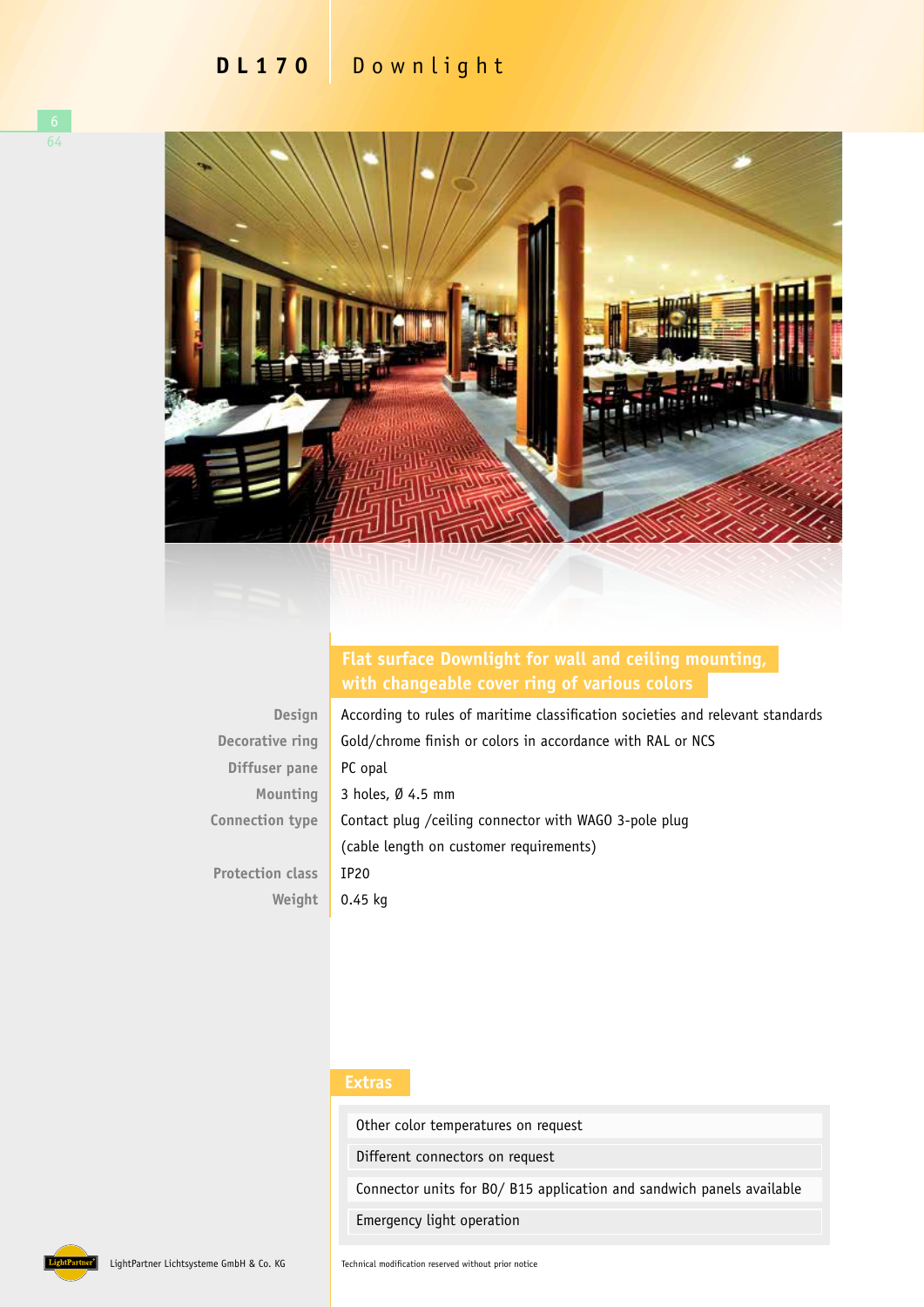# DL170 Downlight

## Flat surface Downlight for wall and ceiling mounting, with changeable cover ring of various colors

| | |
|---|---|
| Design | According to rules of maritime classification societies and relevant standards |
| Decorative ring | Gold/chrome finish or colors in accordance with RAL or NCS |
| Diffuser pane | PC opal |
| Mounting | 3 holes, Ø 4.5 mm |
| Connection type | Contact plug /ceiling connector with WAGO 3-pole plug (cable length on customer requirements) |
| Protection class | IP20 |
| Weight | 0.45 kg |

## Extras

- Other color temperatures on request
- Different connectors on request
- Connector units for B0/ B15 application and sandwich panels available
- Emergency light operation

LightPartner Lichtsysteme GmbH & Co. KG

Technical modification reserved without prior notice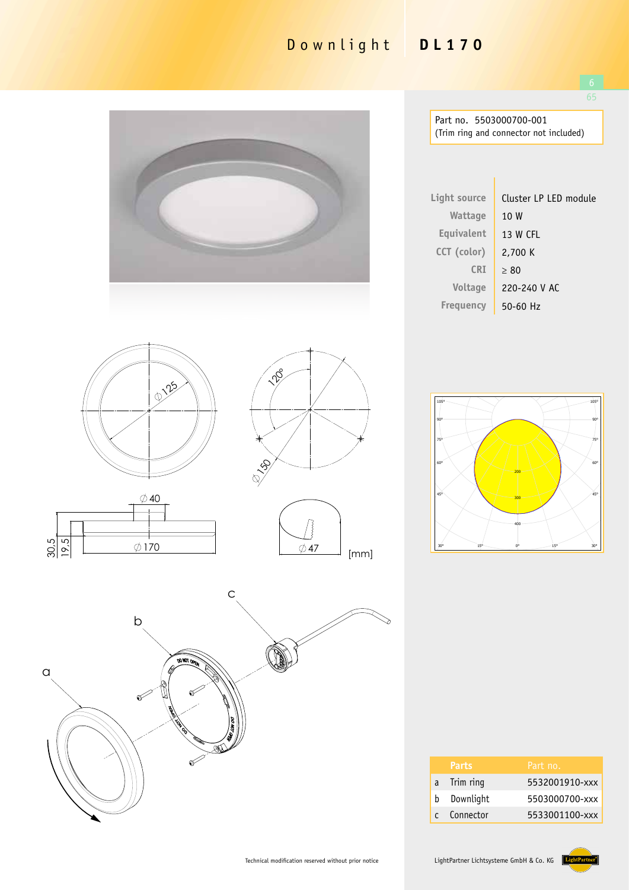# Downlight DL170

Part no. 5503000700-001
(Trim ring and connector not included)

| | |
|---|---|
| Light source | Cluster LP LED module |
| Wattage | 10 W |
| Equivalent | 13 W CFL |
| CCT (color) | 2,700 K |
| CRI | ≥ 80 |
| Voltage | 220-240 V AC |
| Frequency | 50-60 Hz |

∅125
120°
∅150
∅40
30,5
19,5
∅170
∅47
[mm]

105° 105°
90° 90°
75° 75°
60° 60°
45° 45°
200
300
400
30° 15° 0° 15° 30°

a
b
c

| | Parts | Part no. |
|---|---|---|
| a | Trim ring | 5532001910-xxx |
| b | Downlight | 5503000700-xxx |
| c | Connector | 5533001100-xxx |

Technical modification reserved without prior notice

LightPartner Lichtsysteme GmbH & Co. KG